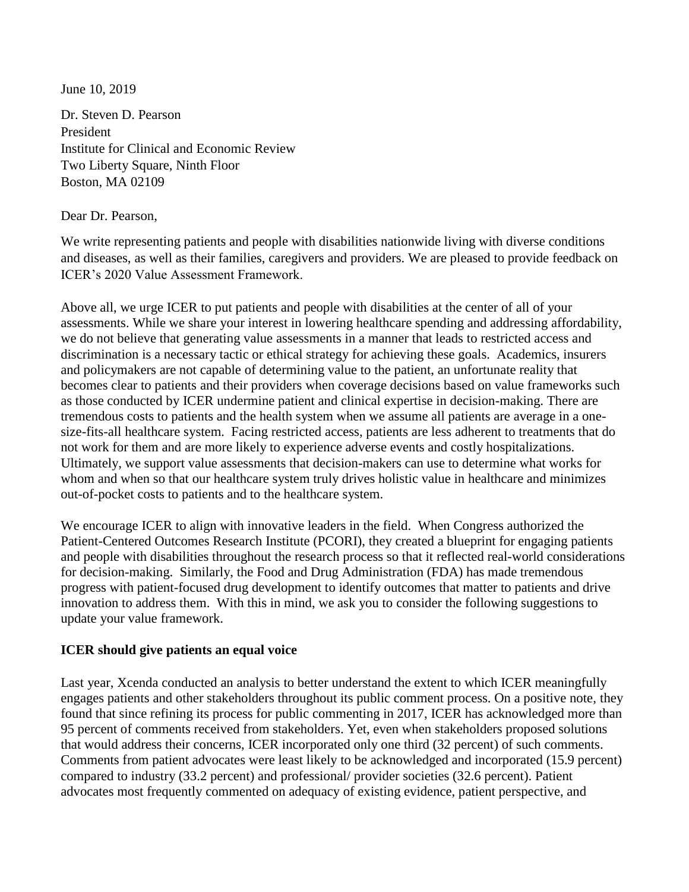June 10, 2019

Dr. Steven D. Pearson
President
Institute for Clinical and Economic Review
Two Liberty Square, Ninth Floor
Boston, MA 02109

Dear Dr. Pearson,

We write representing patients and people with disabilities nationwide living with diverse conditions and diseases, as well as their families, caregivers and providers. We are pleased to provide feedback on ICER's 2020 Value Assessment Framework.

Above all, we urge ICER to put patients and people with disabilities at the center of all of your assessments. While we share your interest in lowering healthcare spending and addressing affordability, we do not believe that generating value assessments in a manner that leads to restricted access and discrimination is a necessary tactic or ethical strategy for achieving these goals. Academics, insurers and policymakers are not capable of determining value to the patient, an unfortunate reality that becomes clear to patients and their providers when coverage decisions based on value frameworks such as those conducted by ICER undermine patient and clinical expertise in decision-making. There are tremendous costs to patients and the health system when we assume all patients are average in a one-size-fits-all healthcare system. Facing restricted access, patients are less adherent to treatments that do not work for them and are more likely to experience adverse events and costly hospitalizations. Ultimately, we support value assessments that decision-makers can use to determine what works for whom and when so that our healthcare system truly drives holistic value in healthcare and minimizes out-of-pocket costs to patients and to the healthcare system.

We encourage ICER to align with innovative leaders in the field. When Congress authorized the Patient-Centered Outcomes Research Institute (PCORI), they created a blueprint for engaging patients and people with disabilities throughout the research process so that it reflected real-world considerations for decision-making. Similarly, the Food and Drug Administration (FDA) has made tremendous progress with patient-focused drug development to identify outcomes that matter to patients and drive innovation to address them. With this in mind, we ask you to consider the following suggestions to update your value framework.

**ICER should give patients an equal voice**

Last year, Xcenda conducted an analysis to better understand the extent to which ICER meaningfully engages patients and other stakeholders throughout its public comment process. On a positive note, they found that since refining its process for public commenting in 2017, ICER has acknowledged more than 95 percent of comments received from stakeholders. Yet, even when stakeholders proposed solutions that would address their concerns, ICER incorporated only one third (32 percent) of such comments. Comments from patient advocates were least likely to be acknowledged and incorporated (15.9 percent) compared to industry (33.2 percent) and professional/ provider societies (32.6 percent). Patient advocates most frequently commented on adequacy of existing evidence, patient perspective, and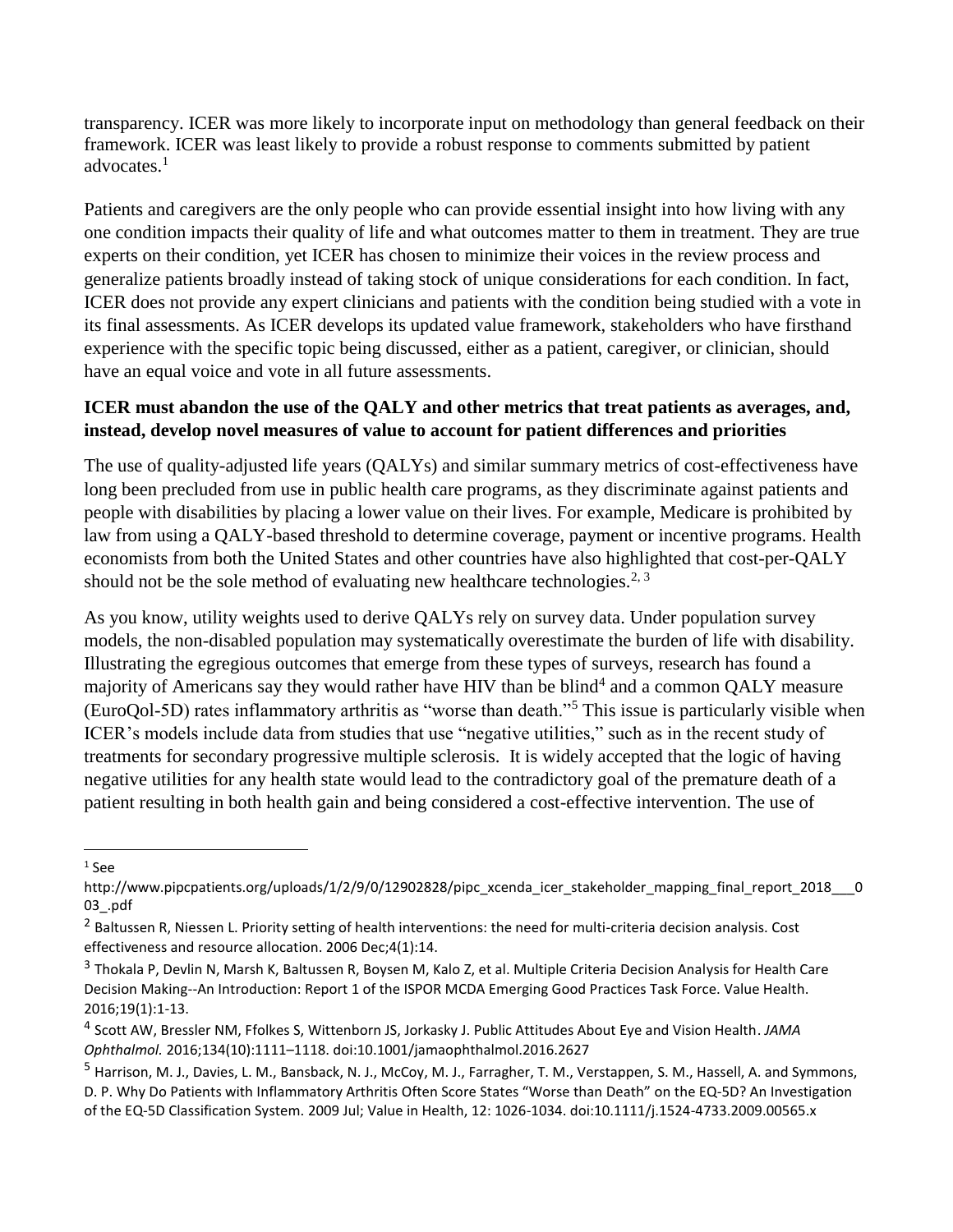transparency. ICER was more likely to incorporate input on methodology than general feedback on their framework. ICER was least likely to provide a robust response to comments submitted by patient advocates.[1]

Patients and caregivers are the only people who can provide essential insight into how living with any one condition impacts their quality of life and what outcomes matter to them in treatment. They are true experts on their condition, yet ICER has chosen to minimize their voices in the review process and generalize patients broadly instead of taking stock of unique considerations for each condition. In fact, ICER does not provide any expert clinicians and patients with the condition being studied with a vote in its final assessments. As ICER develops its updated value framework, stakeholders who have firsthand experience with the specific topic being discussed, either as a patient, caregiver, or clinician, should have an equal voice and vote in all future assessments.

**ICER must abandon the use of the QALY and other metrics that treat patients as averages, and, instead, develop novel measures of value to account for patient differences and priorities**

The use of quality-adjusted life years (QALYs) and similar summary metrics of cost-effectiveness have long been precluded from use in public health care programs, as they discriminate against patients and people with disabilities by placing a lower value on their lives. For example, Medicare is prohibited by law from using a QALY-based threshold to determine coverage, payment or incentive programs. Health economists from both the United States and other countries have also highlighted that cost-per-QALY should not be the sole method of evaluating new healthcare technologies.[2, 3]

As you know, utility weights used to derive QALYs rely on survey data. Under population survey models, the non-disabled population may systematically overestimate the burden of life with disability. Illustrating the egregious outcomes that emerge from these types of surveys, research has found a majority of Americans say they would rather have HIV than be blind[4] and a common QALY measure (EuroQol-5D) rates inflammatory arthritis as "worse than death."[5] This issue is particularly visible when ICER's models include data from studies that use "negative utilities," such as in the recent study of treatments for secondary progressive multiple sclerosis. It is widely accepted that the logic of having negative utilities for any health state would lead to the contradictory goal of the premature death of a patient resulting in both health gain and being considered a cost-effective intervention. The use of

---

[1] See http://www.pipcpatients.org/uploads/1/2/9/0/12902828/pipc_xcenda_icer_stakeholder_mapping_final_report_2018___003_.pdf

[2] Baltussen R, Niessen L. Priority setting of health interventions: the need for multi-criteria decision analysis. Cost effectiveness and resource allocation. 2006 Dec;4(1):14.

[3] Thokala P, Devlin N, Marsh K, Baltussen R, Boysen M, Kalo Z, et al. Multiple Criteria Decision Analysis for Health Care Decision Making--An Introduction: Report 1 of the ISPOR MCDA Emerging Good Practices Task Force. Value Health. 2016;19(1):1-13.

[4] Scott AW, Bressler NM, Ffolkes S, Wittenborn JS, Jorkasky J. Public Attitudes About Eye and Vision Health. *JAMA Ophthalmol.* 2016;134(10):1111–1118. doi:10.1001/jamaophthalmol.2016.2627

[5] Harrison, M. J., Davies, L. M., Bansback, N. J., McCoy, M. J., Farragher, T. M., Verstappen, S. M., Hassell, A. and Symmons, D. P. Why Do Patients with Inflammatory Arthritis Often Score States "Worse than Death" on the EQ-5D? An Investigation of the EQ-5D Classification System. 2009 Jul; Value in Health, 12: 1026-1034. doi:10.1111/j.1524-4733.2009.00565.x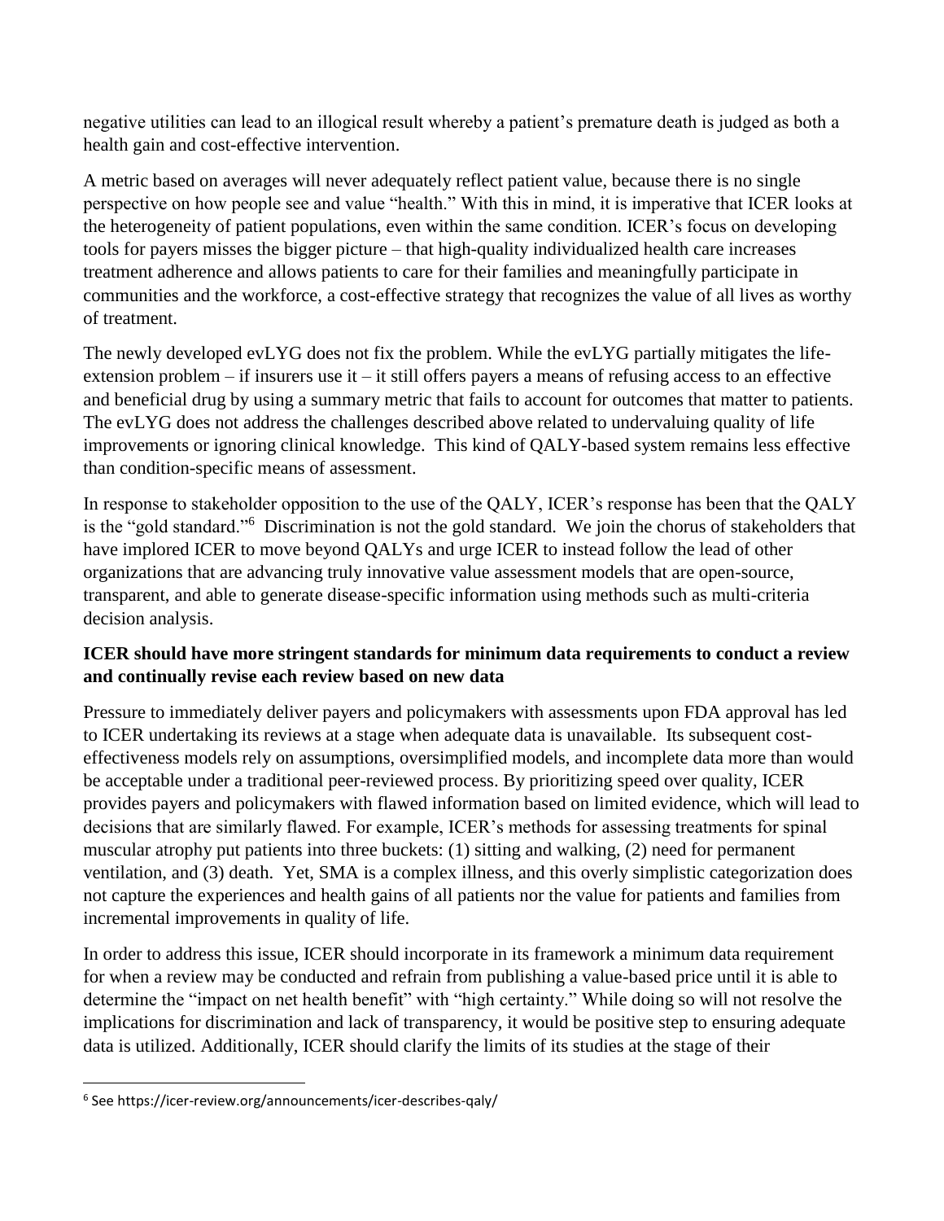negative utilities can lead to an illogical result whereby a patient's premature death is judged as both a health gain and cost-effective intervention.

A metric based on averages will never adequately reflect patient value, because there is no single perspective on how people see and value "health." With this in mind, it is imperative that ICER looks at the heterogeneity of patient populations, even within the same condition. ICER's focus on developing tools for payers misses the bigger picture – that high-quality individualized health care increases treatment adherence and allows patients to care for their families and meaningfully participate in communities and the workforce, a cost-effective strategy that recognizes the value of all lives as worthy of treatment.

The newly developed evLYG does not fix the problem. While the evLYG partially mitigates the life-extension problem – if insurers use it – it still offers payers a means of refusing access to an effective and beneficial drug by using a summary metric that fails to account for outcomes that matter to patients. The evLYG does not address the challenges described above related to undervaluing quality of life improvements or ignoring clinical knowledge. This kind of QALY-based system remains less effective than condition-specific means of assessment.

In response to stakeholder opposition to the use of the QALY, ICER's response has been that the QALY is the "gold standard."[6] Discrimination is not the gold standard. We join the chorus of stakeholders that have implored ICER to move beyond QALYs and urge ICER to instead follow the lead of other organizations that are advancing truly innovative value assessment models that are open-source, transparent, and able to generate disease-specific information using methods such as multi-criteria decision analysis.

**ICER should have more stringent standards for minimum data requirements to conduct a review and continually revise each review based on new data**

Pressure to immediately deliver payers and policymakers with assessments upon FDA approval has led to ICER undertaking its reviews at a stage when adequate data is unavailable. Its subsequent cost-effectiveness models rely on assumptions, oversimplified models, and incomplete data more than would be acceptable under a traditional peer-reviewed process. By prioritizing speed over quality, ICER provides payers and policymakers with flawed information based on limited evidence, which will lead to decisions that are similarly flawed. For example, ICER's methods for assessing treatments for spinal muscular atrophy put patients into three buckets: (1) sitting and walking, (2) need for permanent ventilation, and (3) death. Yet, SMA is a complex illness, and this overly simplistic categorization does not capture the experiences and health gains of all patients nor the value for patients and families from incremental improvements in quality of life.

In order to address this issue, ICER should incorporate in its framework a minimum data requirement for when a review may be conducted and refrain from publishing a value-based price until it is able to determine the "impact on net health benefit" with "high certainty." While doing so will not resolve the implications for discrimination and lack of transparency, it would be positive step to ensuring adequate data is utilized. Additionally, ICER should clarify the limits of its studies at the stage of their

---

[6] See https://icer-review.org/announcements/icer-describes-qaly/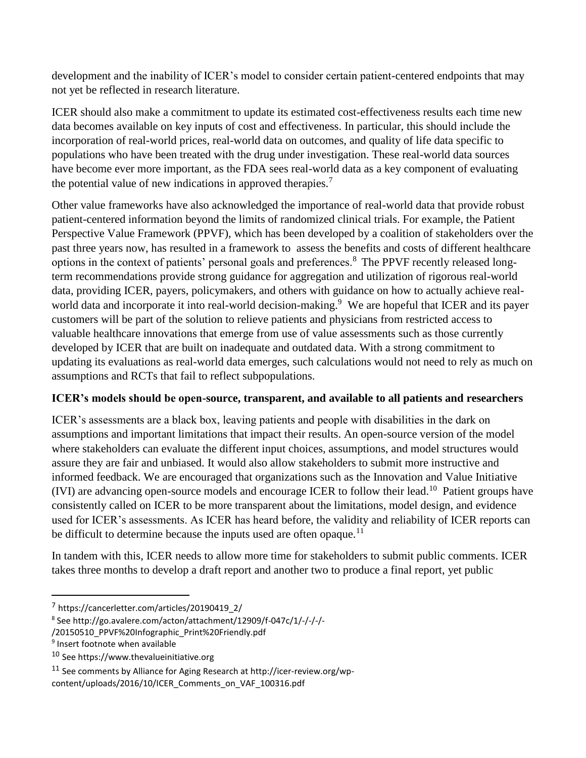development and the inability of ICER's model to consider certain patient-centered endpoints that may not yet be reflected in research literature.

ICER should also make a commitment to update its estimated cost-effectiveness results each time new data becomes available on key inputs of cost and effectiveness. In particular, this should include the incorporation of real-world prices, real-world data on outcomes, and quality of life data specific to populations who have been treated with the drug under investigation. These real-world data sources have become ever more important, as the FDA sees real-world data as a key component of evaluating the potential value of new indications in approved therapies.[7]

Other value frameworks have also acknowledged the importance of real-world data that provide robust patient-centered information beyond the limits of randomized clinical trials. For example, the Patient Perspective Value Framework (PPVF), which has been developed by a coalition of stakeholders over the past three years now, has resulted in a framework to assess the benefits and costs of different healthcare options in the context of patients' personal goals and preferences.[8] The PPVF recently released long-term recommendations provide strong guidance for aggregation and utilization of rigorous real-world data, providing ICER, payers, policymakers, and others with guidance on how to actually achieve real-world data and incorporate it into real-world decision-making.[9] We are hopeful that ICER and its payer customers will be part of the solution to relieve patients and physicians from restricted access to valuable healthcare innovations that emerge from use of value assessments such as those currently developed by ICER that are built on inadequate and outdated data. With a strong commitment to updating its evaluations as real-world data emerges, such calculations would not need to rely as much on assumptions and RCTs that fail to reflect subpopulations.

**ICER's models should be open-source, transparent, and available to all patients and researchers**

ICER's assessments are a black box, leaving patients and people with disabilities in the dark on assumptions and important limitations that impact their results. An open-source version of the model where stakeholders can evaluate the different input choices, assumptions, and model structures would assure they are fair and unbiased. It would also allow stakeholders to submit more instructive and informed feedback. We are encouraged that organizations such as the Innovation and Value Initiative (IVI) are advancing open-source models and encourage ICER to follow their lead.[10] Patient groups have consistently called on ICER to be more transparent about the limitations, model design, and evidence used for ICER's assessments. As ICER has heard before, the validity and reliability of ICER reports can be difficult to determine because the inputs used are often opaque.[11]

In tandem with this, ICER needs to allow more time for stakeholders to submit public comments. ICER takes three months to develop a draft report and another two to produce a final report, yet public

---

[7] https://cancerletter.com/articles/20190419_2/

[8] See http://go.avalere.com/acton/attachment/12909/f-047c/1/-/-/-/-/20150510_PPVF%20Infographic_Print%20Friendly.pdf

[9] Insert footnote when available

[10] See https://www.thevalueinitiative.org

[11] See comments by Alliance for Aging Research at http://icer-review.org/wp-content/uploads/2016/10/ICER_Comments_on_VAF_100316.pdf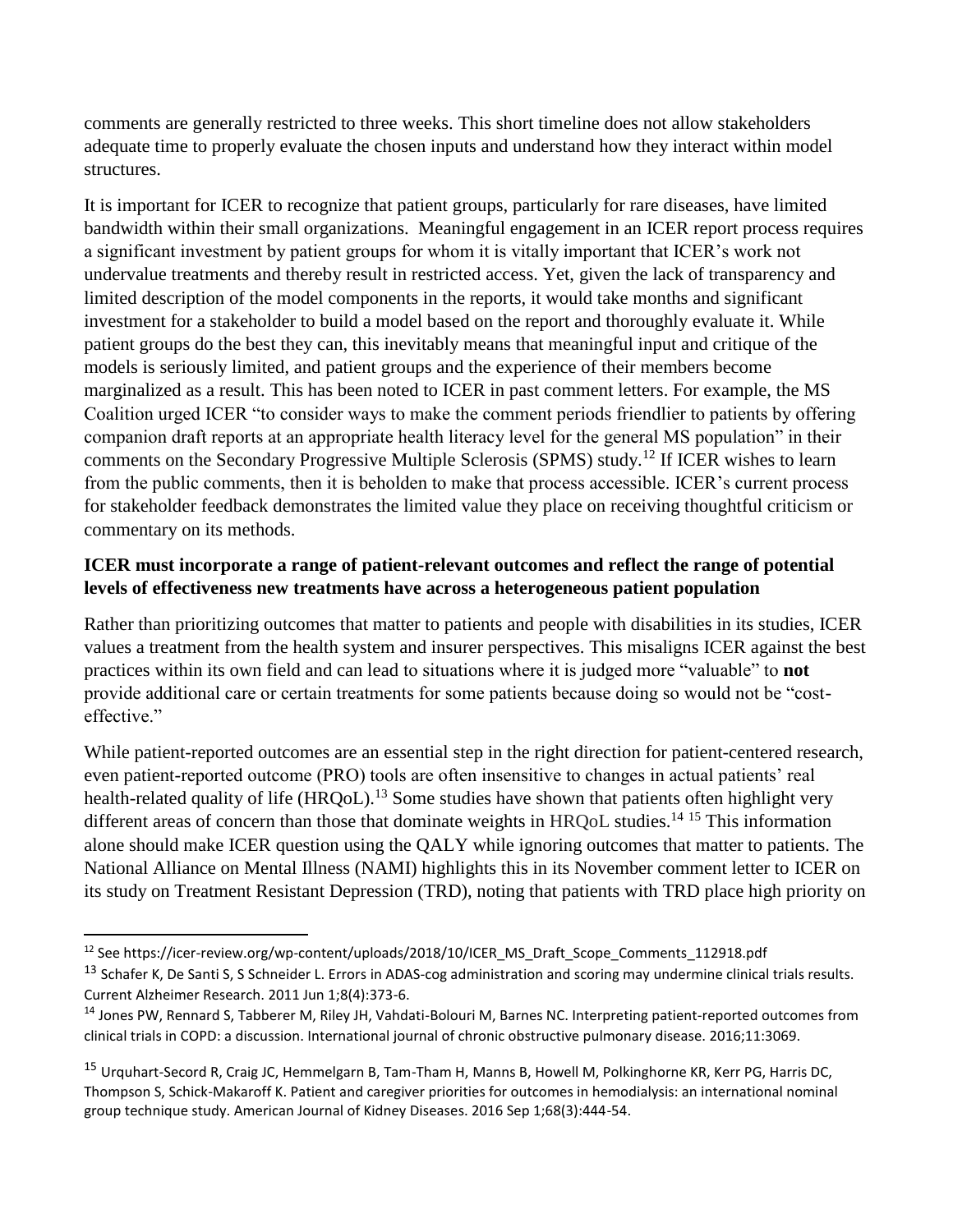comments are generally restricted to three weeks. This short timeline does not allow stakeholders adequate time to properly evaluate the chosen inputs and understand how they interact within model structures.

It is important for ICER to recognize that patient groups, particularly for rare diseases, have limited bandwidth within their small organizations. Meaningful engagement in an ICER report process requires a significant investment by patient groups for whom it is vitally important that ICER's work not undervalue treatments and thereby result in restricted access. Yet, given the lack of transparency and limited description of the model components in the reports, it would take months and significant investment for a stakeholder to build a model based on the report and thoroughly evaluate it. While patient groups do the best they can, this inevitably means that meaningful input and critique of the models is seriously limited, and patient groups and the experience of their members become marginalized as a result. This has been noted to ICER in past comment letters. For example, the MS Coalition urged ICER "to consider ways to make the comment periods friendlier to patients by offering companion draft reports at an appropriate health literacy level for the general MS population" in their comments on the Secondary Progressive Multiple Sclerosis (SPMS) study.[12] If ICER wishes to learn from the public comments, then it is beholden to make that process accessible. ICER's current process for stakeholder feedback demonstrates the limited value they place on receiving thoughtful criticism or commentary on its methods.

**ICER must incorporate a range of patient-relevant outcomes and reflect the range of potential levels of effectiveness new treatments have across a heterogeneous patient population**

Rather than prioritizing outcomes that matter to patients and people with disabilities in its studies, ICER values a treatment from the health system and insurer perspectives. This misaligns ICER against the best practices within its own field and can lead to situations where it is judged more "valuable" to **not** provide additional care or certain treatments for some patients because doing so would not be "cost-effective."

While patient-reported outcomes are an essential step in the right direction for patient-centered research, even patient-reported outcome (PRO) tools are often insensitive to changes in actual patients' real health-related quality of life (HRQoL).[13] Some studies have shown that patients often highlight very different areas of concern than those that dominate weights in HRQoL studies.[14] [15] This information alone should make ICER question using the QALY while ignoring outcomes that matter to patients. The National Alliance on Mental Illness (NAMI) highlights this in its November comment letter to ICER on its study on Treatment Resistant Depression (TRD), noting that patients with TRD place high priority on

---

[12] See https://icer-review.org/wp-content/uploads/2018/10/ICER_MS_Draft_Scope_Comments_112918.pdf

[13] Schafer K, De Santi S, S Schneider L. Errors in ADAS-cog administration and scoring may undermine clinical trials results. Current Alzheimer Research. 2011 Jun 1;8(4):373-6.

[14] Jones PW, Rennard S, Tabberer M, Riley JH, Vahdati-Bolouri M, Barnes NC. Interpreting patient-reported outcomes from clinical trials in COPD: a discussion. International journal of chronic obstructive pulmonary disease. 2016;11:3069.

[15] Urquhart-Secord R, Craig JC, Hemmelgarn B, Tam-Tham H, Manns B, Howell M, Polkinghorne KR, Kerr PG, Harris DC, Thompson S, Schick-Makaroff K. Patient and caregiver priorities for outcomes in hemodialysis: an international nominal group technique study. American Journal of Kidney Diseases. 2016 Sep 1;68(3):444-54.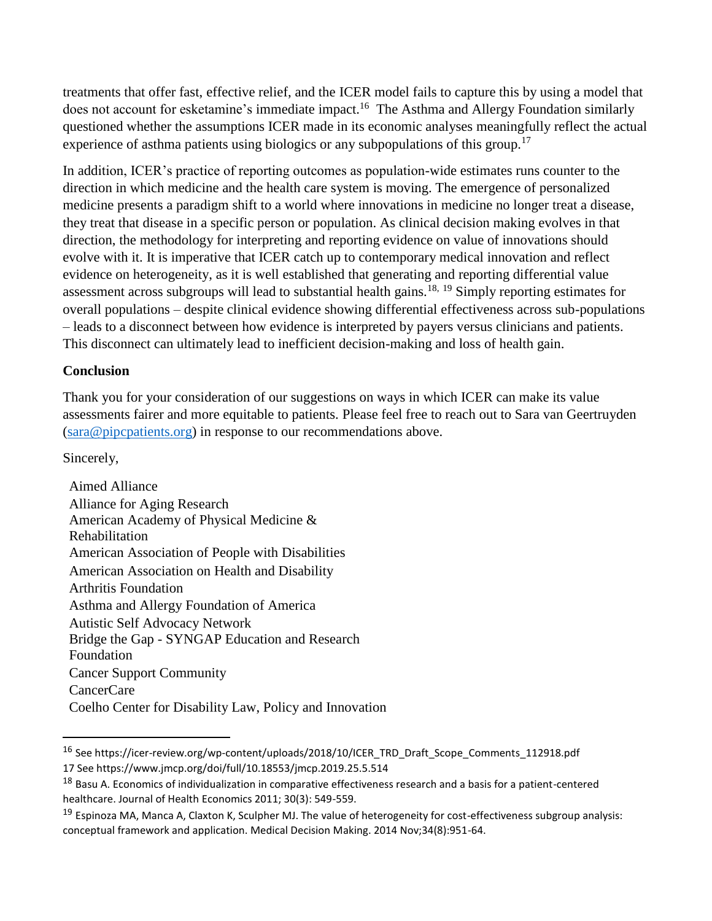treatments that offer fast, effective relief, and the ICER model fails to capture this by using a model that does not account for esketamine's immediate impact.[16] The Asthma and Allergy Foundation similarly questioned whether the assumptions ICER made in its economic analyses meaningfully reflect the actual experience of asthma patients using biologics or any subpopulations of this group.[17]

In addition, ICER's practice of reporting outcomes as population-wide estimates runs counter to the direction in which medicine and the health care system is moving. The emergence of personalized medicine presents a paradigm shift to a world where innovations in medicine no longer treat a disease, they treat that disease in a specific person or population. As clinical decision making evolves in that direction, the methodology for interpreting and reporting evidence on value of innovations should evolve with it. It is imperative that ICER catch up to contemporary medical innovation and reflect evidence on heterogeneity, as it is well established that generating and reporting differential value assessment across subgroups will lead to substantial health gains.[18, 19] Simply reporting estimates for overall populations – despite clinical evidence showing differential effectiveness across sub-populations – leads to a disconnect between how evidence is interpreted by payers versus clinicians and patients. This disconnect can ultimately lead to inefficient decision-making and loss of health gain.

**Conclusion**

Thank you for your consideration of our suggestions on ways in which ICER can make its value assessments fairer and more equitable to patients. Please feel free to reach out to Sara van Geertruyden (sara@pipcpatients.org) in response to our recommendations above.

Sincerely,

Aimed Alliance
Alliance for Aging Research
American Academy of Physical Medicine & Rehabilitation
American Association of People with Disabilities
American Association on Health and Disability
Arthritis Foundation
Asthma and Allergy Foundation of America
Autistic Self Advocacy Network
Bridge the Gap - SYNGAP Education and Research Foundation
Cancer Support Community
CancerCare
Coelho Center for Disability Law, Policy and Innovation

---

[16] See https://icer-review.org/wp-content/uploads/2018/10/ICER_TRD_Draft_Scope_Comments_112918.pdf

17 See https://www.jmcp.org/doi/full/10.18553/jmcp.2019.25.5.514

[18] Basu A. Economics of individualization in comparative effectiveness research and a basis for a patient-centered healthcare. Journal of Health Economics 2011; 30(3): 549-559.

[19] Espinoza MA, Manca A, Claxton K, Sculpher MJ. The value of heterogeneity for cost-effectiveness subgroup analysis: conceptual framework and application. Medical Decision Making. 2014 Nov;34(8):951-64.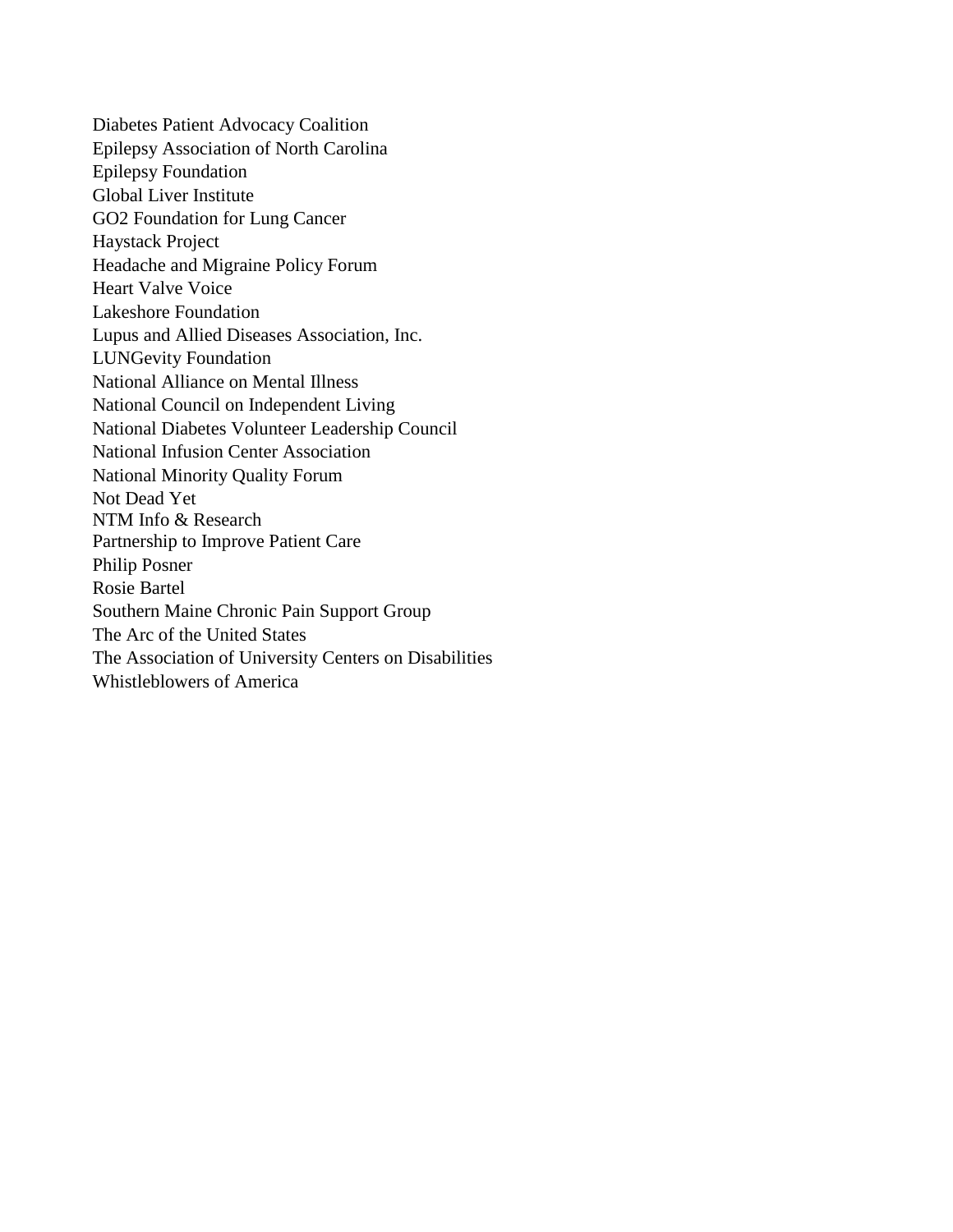Diabetes Patient Advocacy Coalition
Epilepsy Association of North Carolina
Epilepsy Foundation
Global Liver Institute
GO2 Foundation for Lung Cancer
Haystack Project
Headache and Migraine Policy Forum
Heart Valve Voice
Lakeshore Foundation
Lupus and Allied Diseases Association, Inc.
LUNGevity Foundation
National Alliance on Mental Illness
National Council on Independent Living
National Diabetes Volunteer Leadership Council
National Infusion Center Association
National Minority Quality Forum
Not Dead Yet
NTM Info & Research
Partnership to Improve Patient Care
Philip Posner
Rosie Bartel
Southern Maine Chronic Pain Support Group
The Arc of the United States
The Association of University Centers on Disabilities
Whistleblowers of America